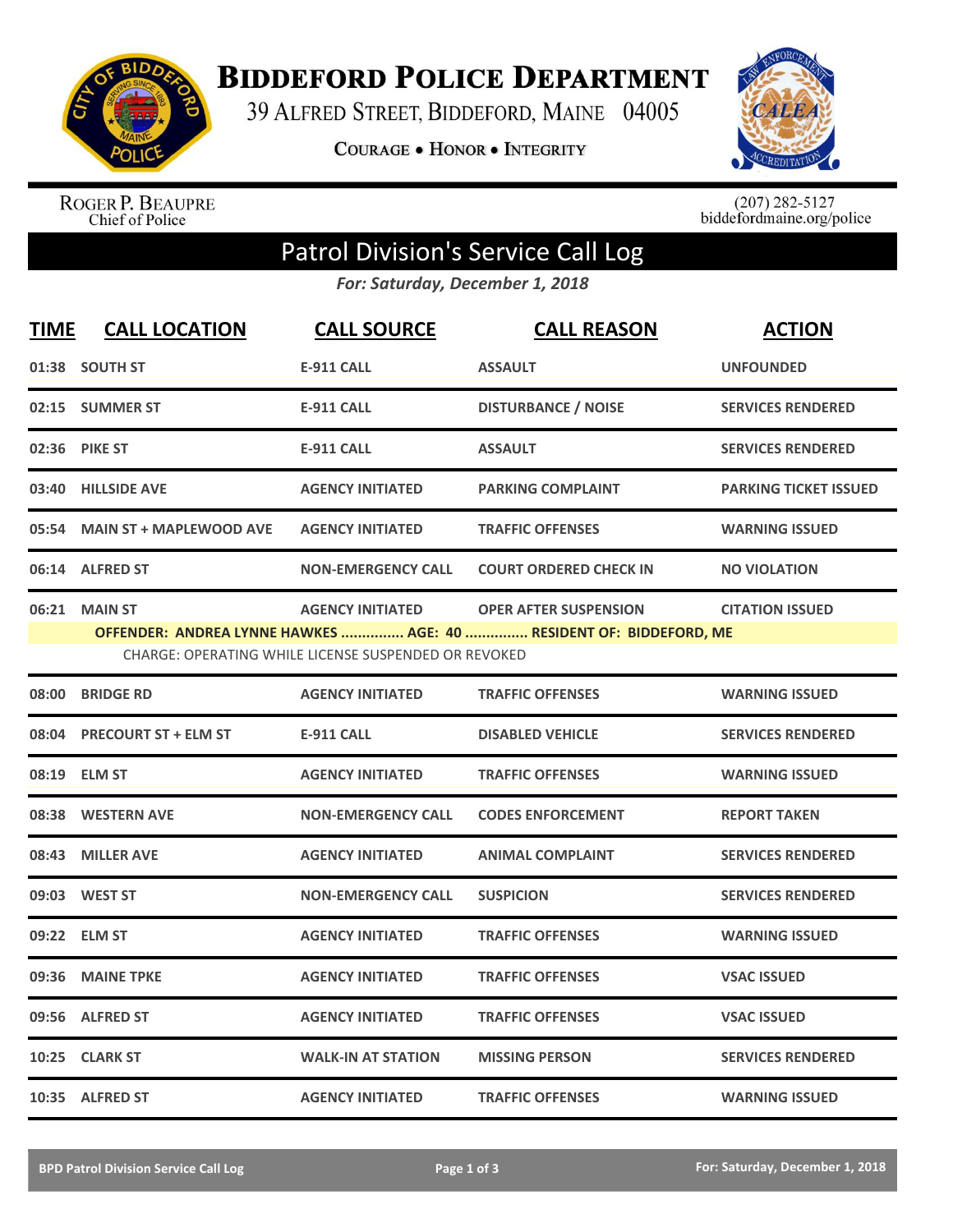# Biddeford Police Department

39 Alfred Street, Biddeford, Maine 04005

Courage • Honor • Integrity

Roger P. Beaupre
Chief of Police

(207) 282-5127
biddefordmaine.org/police

## Patrol Division's Service Call Log

*For: Saturday, December 1, 2018*

| TIME | CALL LOCATION | CALL SOURCE | CALL REASON | ACTION |
|---|---|---|---|---|
| 01:38 | SOUTH ST | E-911 CALL | ASSAULT | UNFOUNDED |
| 02:15 | SUMMER ST | E-911 CALL | DISTURBANCE / NOISE | SERVICES RENDERED |
| 02:36 | PIKE ST | E-911 CALL | ASSAULT | SERVICES RENDERED |
| 03:40 | HILLSIDE AVE | AGENCY INITIATED | PARKING COMPLAINT | PARKING TICKET ISSUED |
| 05:54 | MAIN ST + MAPLEWOOD AVE | AGENCY INITIATED | TRAFFIC OFFENSES | WARNING ISSUED |
| 06:14 | ALFRED ST | NON-EMERGENCY CALL | COURT ORDERED CHECK IN | NO VIOLATION |
| 06:21 | MAIN ST | AGENCY INITIATED | OPER AFTER SUSPENSION | CITATION ISSUED |
| | **OFFENDER: ANDREA LYNNE HAWKES ............... AGE: 40 ............... RESIDENT OF: BIDDEFORD, ME** | | | |
| | CHARGE: OPERATING WHILE LICENSE SUSPENDED OR REVOKED | | | |
| 08:00 | BRIDGE RD | AGENCY INITIATED | TRAFFIC OFFENSES | WARNING ISSUED |
| 08:04 | PRECOURT ST + ELM ST | E-911 CALL | DISABLED VEHICLE | SERVICES RENDERED |
| 08:19 | ELM ST | AGENCY INITIATED | TRAFFIC OFFENSES | WARNING ISSUED |
| 08:38 | WESTERN AVE | NON-EMERGENCY CALL | CODES ENFORCEMENT | REPORT TAKEN |
| 08:43 | MILLER AVE | AGENCY INITIATED | ANIMAL COMPLAINT | SERVICES RENDERED |
| 09:03 | WEST ST | NON-EMERGENCY CALL | SUSPICION | SERVICES RENDERED |
| 09:22 | ELM ST | AGENCY INITIATED | TRAFFIC OFFENSES | WARNING ISSUED |
| 09:36 | MAINE TPKE | AGENCY INITIATED | TRAFFIC OFFENSES | VSAC ISSUED |
| 09:56 | ALFRED ST | AGENCY INITIATED | TRAFFIC OFFENSES | VSAC ISSUED |
| 10:25 | CLARK ST | WALK-IN AT STATION | MISSING PERSON | SERVICES RENDERED |
| 10:35 | ALFRED ST | AGENCY INITIATED | TRAFFIC OFFENSES | WARNING ISSUED |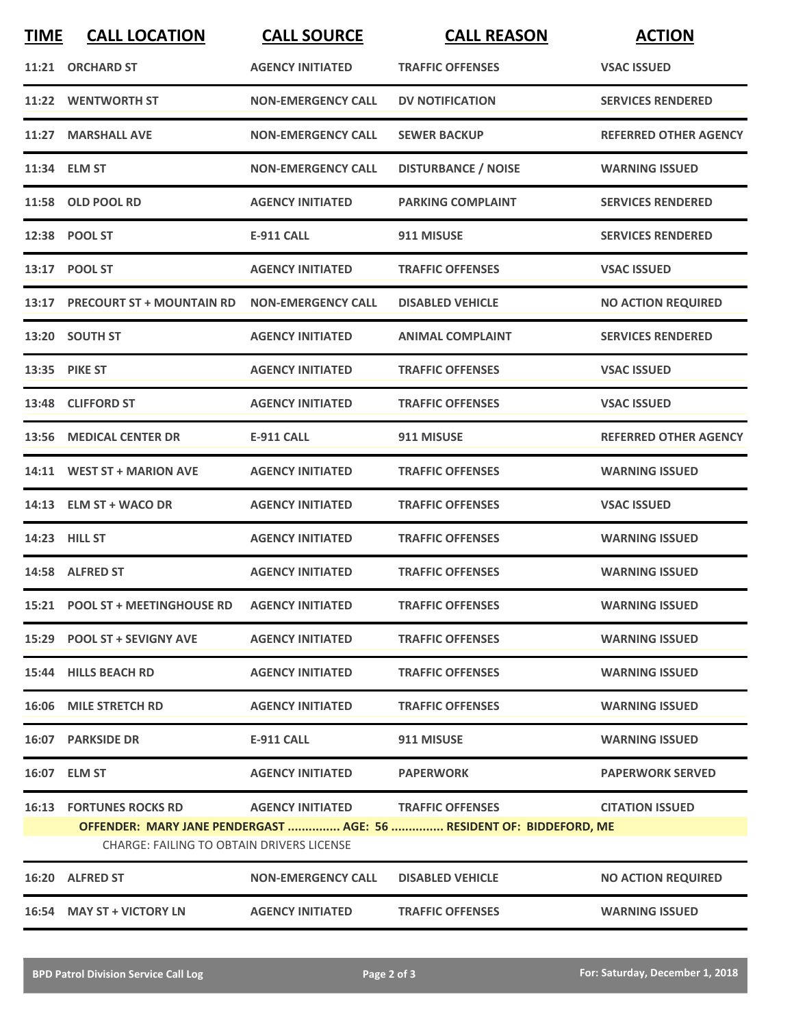| TIME | CALL LOCATION | CALL SOURCE | CALL REASON | ACTION |
|---|---|---|---|---|
| 11:21 | ORCHARD ST | AGENCY INITIATED | TRAFFIC OFFENSES | VSAC ISSUED |
| 11:22 | WENTWORTH ST | NON-EMERGENCY CALL | DV NOTIFICATION | SERVICES RENDERED |
| 11:27 | MARSHALL AVE | NON-EMERGENCY CALL | SEWER BACKUP | REFERRED OTHER AGENCY |
| 11:34 | ELM ST | NON-EMERGENCY CALL | DISTURBANCE / NOISE | WARNING ISSUED |
| 11:58 | OLD POOL RD | AGENCY INITIATED | PARKING COMPLAINT | SERVICES RENDERED |
| 12:38 | POOL ST | E-911 CALL | 911 MISUSE | SERVICES RENDERED |
| 13:17 | POOL ST | AGENCY INITIATED | TRAFFIC OFFENSES | VSAC ISSUED |
| 13:17 | PRECOURT ST + MOUNTAIN RD | NON-EMERGENCY CALL | DISABLED VEHICLE | NO ACTION REQUIRED |
| 13:20 | SOUTH ST | AGENCY INITIATED | ANIMAL COMPLAINT | SERVICES RENDERED |
| 13:35 | PIKE ST | AGENCY INITIATED | TRAFFIC OFFENSES | VSAC ISSUED |
| 13:48 | CLIFFORD ST | AGENCY INITIATED | TRAFFIC OFFENSES | VSAC ISSUED |
| 13:56 | MEDICAL CENTER DR | E-911 CALL | 911 MISUSE | REFERRED OTHER AGENCY |
| 14:11 | WEST ST + MARION AVE | AGENCY INITIATED | TRAFFIC OFFENSES | WARNING ISSUED |
| 14:13 | ELM ST + WACO DR | AGENCY INITIATED | TRAFFIC OFFENSES | VSAC ISSUED |
| 14:23 | HILL ST | AGENCY INITIATED | TRAFFIC OFFENSES | WARNING ISSUED |
| 14:58 | ALFRED ST | AGENCY INITIATED | TRAFFIC OFFENSES | WARNING ISSUED |
| 15:21 | POOL ST + MEETINGHOUSE RD | AGENCY INITIATED | TRAFFIC OFFENSES | WARNING ISSUED |
| 15:29 | POOL ST + SEVIGNY AVE | AGENCY INITIATED | TRAFFIC OFFENSES | WARNING ISSUED |
| 15:44 | HILLS BEACH RD | AGENCY INITIATED | TRAFFIC OFFENSES | WARNING ISSUED |
| 16:06 | MILE STRETCH RD | AGENCY INITIATED | TRAFFIC OFFENSES | WARNING ISSUED |
| 16:07 | PARKSIDE DR | E-911 CALL | 911 MISUSE | WARNING ISSUED |
| 16:07 | ELM ST | AGENCY INITIATED | PAPERWORK | PAPERWORK SERVED |
| 16:13 | FORTUNES ROCKS RD | AGENCY INITIATED | TRAFFIC OFFENSES | CITATION ISSUED |
| | OFFENDER: MARY JANE PENDERGAST ............... AGE: 56 ............... RESIDENT OF: BIDDEFORD, ME | | | |
| | CHARGE: FAILING TO OBTAIN DRIVERS LICENSE | | | |
| 16:20 | ALFRED ST | NON-EMERGENCY CALL | DISABLED VEHICLE | NO ACTION REQUIRED |
| 16:54 | MAY ST + VICTORY LN | AGENCY INITIATED | TRAFFIC OFFENSES | WARNING ISSUED |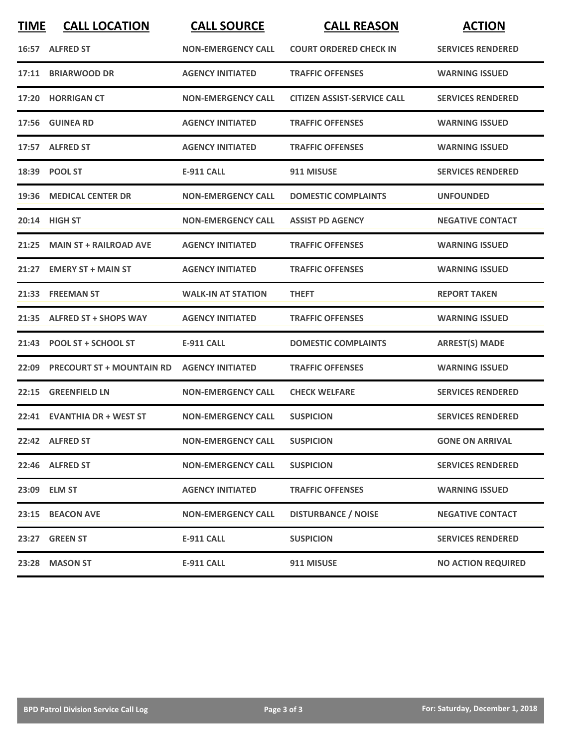| TIME | CALL LOCATION | CALL SOURCE | CALL REASON | ACTION |
|---|---|---|---|---|
| 16:57 | ALFRED ST | NON-EMERGENCY CALL | COURT ORDERED CHECK IN | SERVICES RENDERED |
| 17:11 | BRIARWOOD DR | AGENCY INITIATED | TRAFFIC OFFENSES | WARNING ISSUED |
| 17:20 | HORRIGAN CT | NON-EMERGENCY CALL | CITIZEN ASSIST-SERVICE CALL | SERVICES RENDERED |
| 17:56 | GUINEA RD | AGENCY INITIATED | TRAFFIC OFFENSES | WARNING ISSUED |
| 17:57 | ALFRED ST | AGENCY INITIATED | TRAFFIC OFFENSES | WARNING ISSUED |
| 18:39 | POOL ST | E-911 CALL | 911 MISUSE | SERVICES RENDERED |
| 19:36 | MEDICAL CENTER DR | NON-EMERGENCY CALL | DOMESTIC COMPLAINTS | UNFOUNDED |
| 20:14 | HIGH ST | NON-EMERGENCY CALL | ASSIST PD AGENCY | NEGATIVE CONTACT |
| 21:25 | MAIN ST + RAILROAD AVE | AGENCY INITIATED | TRAFFIC OFFENSES | WARNING ISSUED |
| 21:27 | EMERY ST + MAIN ST | AGENCY INITIATED | TRAFFIC OFFENSES | WARNING ISSUED |
| 21:33 | FREEMAN ST | WALK-IN AT STATION | THEFT | REPORT TAKEN |
| 21:35 | ALFRED ST + SHOPS WAY | AGENCY INITIATED | TRAFFIC OFFENSES | WARNING ISSUED |
| 21:43 | POOL ST + SCHOOL ST | E-911 CALL | DOMESTIC COMPLAINTS | ARREST(S) MADE |
| 22:09 | PRECOURT ST + MOUNTAIN RD | AGENCY INITIATED | TRAFFIC OFFENSES | WARNING ISSUED |
| 22:15 | GREENFIELD LN | NON-EMERGENCY CALL | CHECK WELFARE | SERVICES RENDERED |
| 22:41 | EVANTHIA DR + WEST ST | NON-EMERGENCY CALL | SUSPICION | SERVICES RENDERED |
| 22:42 | ALFRED ST | NON-EMERGENCY CALL | SUSPICION | GONE ON ARRIVAL |
| 22:46 | ALFRED ST | NON-EMERGENCY CALL | SUSPICION | SERVICES RENDERED |
| 23:09 | ELM ST | AGENCY INITIATED | TRAFFIC OFFENSES | WARNING ISSUED |
| 23:15 | BEACON AVE | NON-EMERGENCY CALL | DISTURBANCE / NOISE | NEGATIVE CONTACT |
| 23:27 | GREEN ST | E-911 CALL | SUSPICION | SERVICES RENDERED |
| 23:28 | MASON ST | E-911 CALL | 911 MISUSE | NO ACTION REQUIRED |